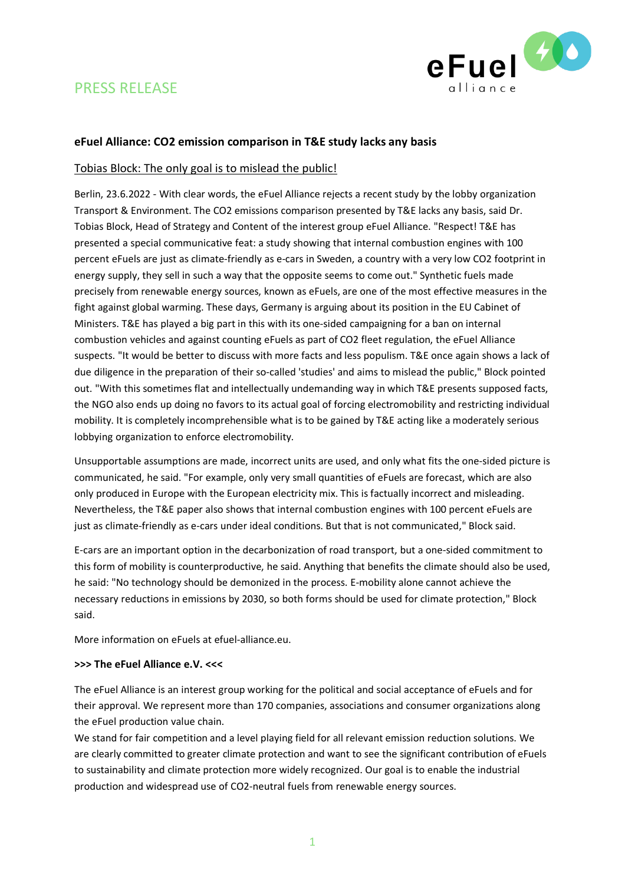PRESS RELEASE

**eFuel Alliance: CO2 emission comparison in T&E study lacks any basis**

Tobias Block: The only goal is to mislead the public!

Berlin, 23.6.2022 - With clear words, the eFuel Alliance rejects a recent study by the lobby organization Transport & Environment. The CO2 emissions comparison presented by T&E lacks any basis, said Dr. Tobias Block, Head of Strategy and Content of the interest group eFuel Alliance. "Respect! T&E has presented a special communicative feat: a study showing that internal combustion engines with 100 percent eFuels are just as climate-friendly as e-cars in Sweden, a country with a very low CO2 footprint in energy supply, they sell in such a way that the opposite seems to come out." Synthetic fuels made precisely from renewable energy sources, known as eFuels, are one of the most effective measures in the fight against global warming. These days, Germany is arguing about its position in the EU Cabinet of Ministers. T&E has played a big part in this with its one-sided campaigning for a ban on internal combustion vehicles and against counting eFuels as part of CO2 fleet regulation, the eFuel Alliance suspects. "It would be better to discuss with more facts and less populism. T&E once again shows a lack of due diligence in the preparation of their so-called 'studies' and aims to mislead the public," Block pointed out. "With this sometimes flat and intellectually undemanding way in which T&E presents supposed facts, the NGO also ends up doing no favors to its actual goal of forcing electromobility and restricting individual mobility. It is completely incomprehensible what is to be gained by T&E acting like a moderately serious lobbying organization to enforce electromobility.

Unsupportable assumptions are made, incorrect units are used, and only what fits the one-sided picture is communicated, he said. "For example, only very small quantities of eFuels are forecast, which are also only produced in Europe with the European electricity mix. This is factually incorrect and misleading. Nevertheless, the T&E paper also shows that internal combustion engines with 100 percent eFuels are just as climate-friendly as e-cars under ideal conditions. But that is not communicated," Block said.

E-cars are an important option in the decarbonization of road transport, but a one-sided commitment to this form of mobility is counterproductive, he said. Anything that benefits the climate should also be used, he said: "No technology should be demonized in the process. E-mobility alone cannot achieve the necessary reductions in emissions by 2030, so both forms should be used for climate protection," Block said.

More information on eFuels at efuel-alliance.eu.

**>>> The eFuel Alliance e.V. <<<**

The eFuel Alliance is an interest group working for the political and social acceptance of eFuels and for their approval. We represent more than 170 companies, associations and consumer organizations along the eFuel production value chain.

We stand for fair competition and a level playing field for all relevant emission reduction solutions. We are clearly committed to greater climate protection and want to see the significant contribution of eFuels to sustainability and climate protection more widely recognized. Our goal is to enable the industrial production and widespread use of CO2-neutral fuels from renewable energy sources.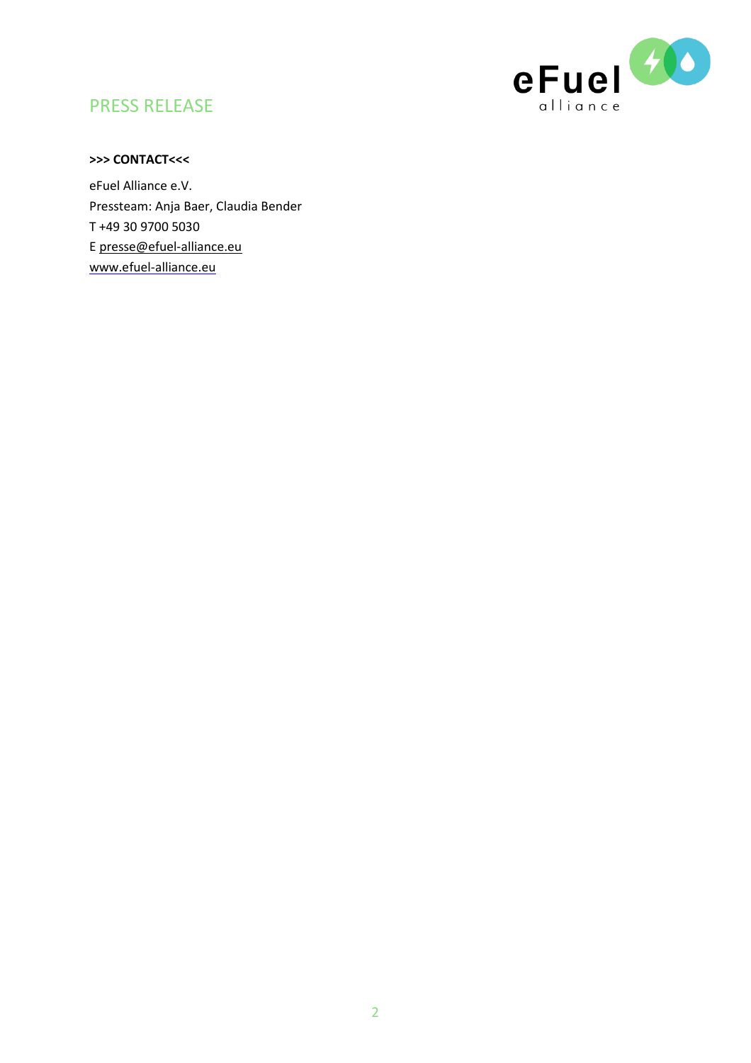PRESS RELEASE

**>>> CONTACT<<<**

eFuel Alliance e.V.
Pressteam: Anja Baer, Claudia Bender
T +49 30 9700 5030
E presse@efuel-alliance.eu
www.efuel-alliance.eu